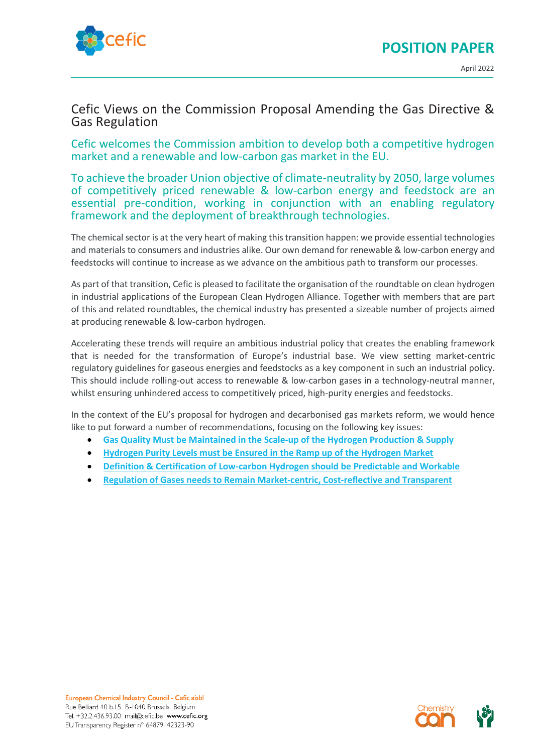# POSITION PAPER

April 2022

## Cefic Views on the Commission Proposal Amending the Gas Directive & Gas Regulation

### Cefic welcomes the Commission ambition to develop both a competitive hydrogen market and a renewable and low-carbon gas market in the EU.

### To achieve the broader Union objective of climate-neutrality by 2050, large volumes of competitively priced renewable & low-carbon energy and feedstock are an essential pre-condition, working in conjunction with an enabling regulatory framework and the deployment of breakthrough technologies.

The chemical sector is at the very heart of making this transition happen: we provide essential technologies and materials to consumers and industries alike. Our own demand for renewable & low-carbon energy and feedstocks will continue to increase as we advance on the ambitious path to transform our processes.

As part of that transition, Cefic is pleased to facilitate the organisation of the roundtable on clean hydrogen in industrial applications of the European Clean Hydrogen Alliance. Together with members that are part of this and related roundtables, the chemical industry has presented a sizeable number of projects aimed at producing renewable & low-carbon hydrogen.

Accelerating these trends will require an ambitious industrial policy that creates the enabling framework that is needed for the transformation of Europe's industrial base. We view setting market-centric regulatory guidelines for gaseous energies and feedstocks as a key component in such an industrial policy. This should include rolling-out access to renewable & low-carbon gases in a technology-neutral manner, whilst ensuring unhindered access to competitively priced, high-purity energies and feedstocks.

In the context of the EU's proposal for hydrogen and decarbonised gas markets reform, we would hence like to put forward a number of recommendations, focusing on the following key issues:

- **Gas Quality Must be Maintained in the Scale-up of the Hydrogen Production & Supply**
- **Hydrogen Purity Levels must be Ensured in the Ramp up of the Hydrogen Market**
- **Definition & Certification of Low-carbon Hydrogen should be Predictable and Workable**
- **Regulation of Gases needs to Remain Market-centric, Cost-reflective and Transparent**

European Chemical Industry Council - Cefic aisbl
Rue Belliard 40 b.15 B-1040 Brussels Belgium
Tel. +32.2.436.93.00 mail@cefic.be www.cefic.org
EU Transparency Register n° 64879142323-90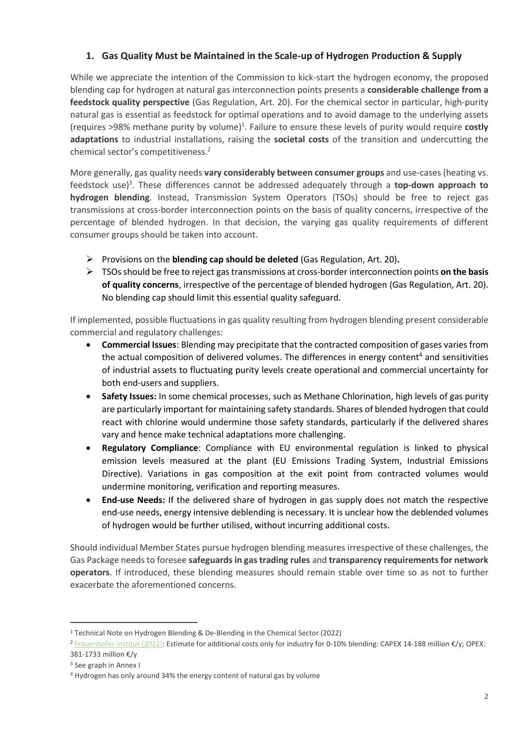## 1. Gas Quality Must be Maintained in the Scale-up of Hydrogen Production & Supply

While we appreciate the intention of the Commission to kick-start the hydrogen economy, the proposed blending cap for hydrogen at natural gas interconnection points presents a **considerable challenge from a feedstock quality perspective** (Gas Regulation, Art. 20). For the chemical sector in particular, high-purity natural gas is essential as feedstock for optimal operations and to avoid damage to the underlying assets (requires >98% methane purity by volume)[1]. Failure to ensure these levels of purity would require **costly adaptations** to industrial installations, raising the **societal costs** of the transition and undercutting the chemical sector's competitiveness.[2]

More generally, gas quality needs **vary considerably between consumer groups** and use-cases (heating vs. feedstock use)[3]. These differences cannot be addressed adequately through a **top-down approach to hydrogen blending**. Instead, Transmission System Operators (TSOs) should be free to reject gas transmissions at cross-border interconnection points on the basis of quality concerns, irrespective of the percentage of blended hydrogen. In that decision, the varying gas quality requirements of different consumer groups should be taken into account.

- Provisions on the **blending cap should be deleted** (Gas Regulation, Art. 20)**.**
- TSOs should be free to reject gas transmissions at cross-border interconnection points **on the basis of quality concerns**, irrespective of the percentage of blended hydrogen (Gas Regulation, Art. 20). No blending cap should limit this essential quality safeguard.

If implemented, possible fluctuations in gas quality resulting from hydrogen blending present considerable commercial and regulatory challenges:

- **Commercial Issues**: Blending may precipitate that the contracted composition of gases varies from the actual composition of delivered volumes. The differences in energy content[4] and sensitivities of industrial assets to fluctuating purity levels create operational and commercial uncertainty for both end-users and suppliers.
- **Safety Issues:** In some chemical processes, such as Methane Chlorination, high levels of gas purity are particularly important for maintaining safety standards. Shares of blended hydrogen that could react with chlorine would undermine those safety standards, particularly if the delivered shares vary and hence make technical adaptations more challenging.
- **Regulatory Compliance**: Compliance with EU environmental regulation is linked to physical emission levels measured at the plant (EU Emissions Trading System, Industrial Emissions Directive). Variations in gas composition at the exit point from contracted volumes would undermine monitoring, verification and reporting measures.
- **End-use Needs:** If the delivered share of hydrogen in gas supply does not match the respective end-use needs, energy intensive deblending is necessary. It is unclear how the deblended volumes of hydrogen would be further utilised, without incurring additional costs.

Should individual Member States pursue hydrogen blending measures irrespective of these challenges, the Gas Package needs to foresee **safeguards in gas trading rules** and **transparency requirements for network operators**. If introduced, these blending measures should remain stable over time so as not to further exacerbate the aforementioned concerns.

---

[1] Technical Note on Hydrogen Blending & De-Blending in the Chemical Sector (2022)

[2] Frauenhofer Institut (2022): Estimate for additional costs only for industry for 0-10% blending: CAPEX 14-188 million €/y; OPEX: 381-1733 million €/y

[3] See graph in Annex I

[4] Hydrogen has only around 34% the energy content of natural gas by volume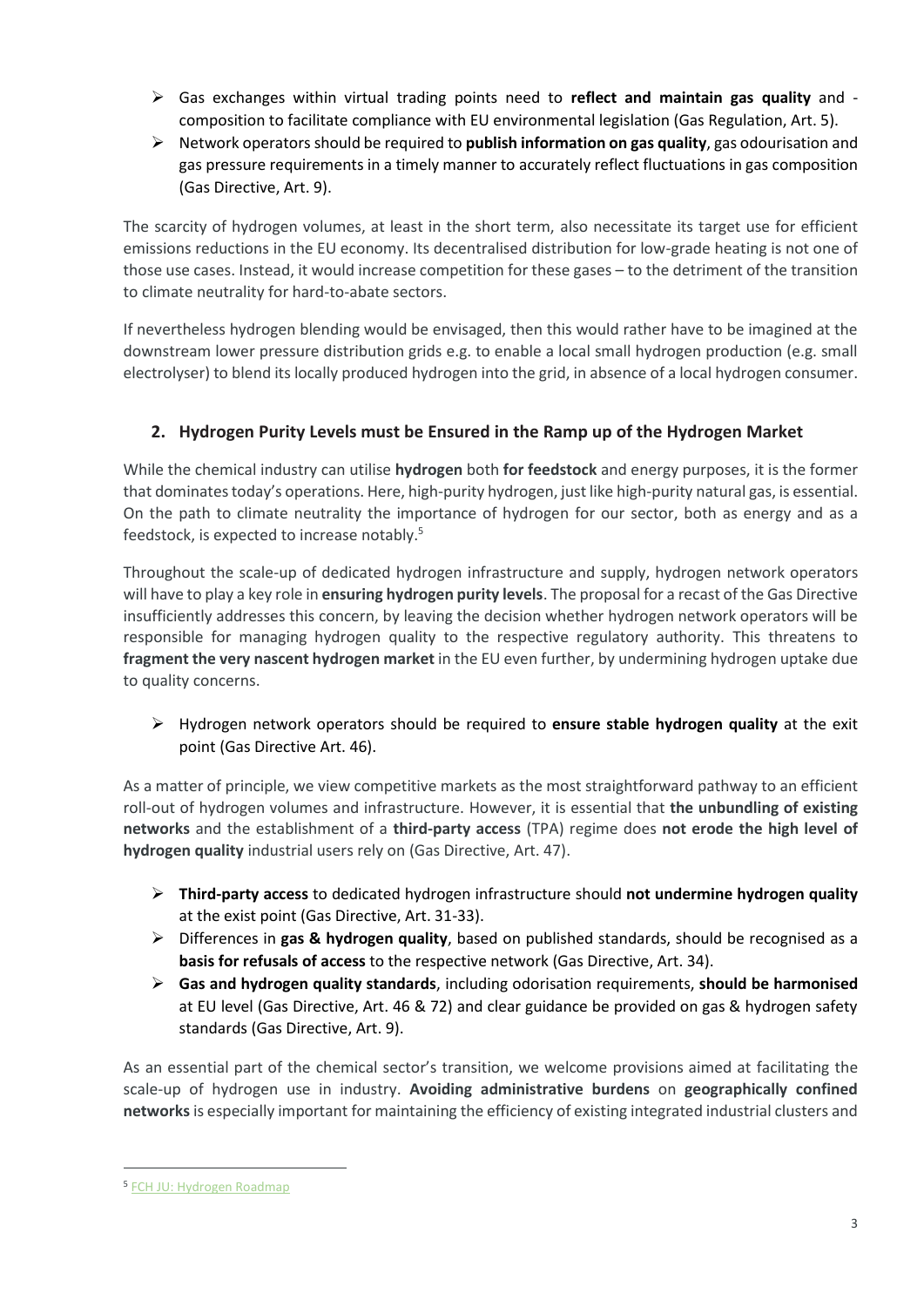- Gas exchanges within virtual trading points need to **reflect and maintain gas quality** and -composition to facilitate compliance with EU environmental legislation (Gas Regulation, Art. 5).
- Network operators should be required to **publish information on gas quality**, gas odourisation and gas pressure requirements in a timely manner to accurately reflect fluctuations in gas composition (Gas Directive, Art. 9).

The scarcity of hydrogen volumes, at least in the short term, also necessitate its target use for efficient emissions reductions in the EU economy. Its decentralised distribution for low-grade heating is not one of those use cases. Instead, it would increase competition for these gases – to the detriment of the transition to climate neutrality for hard-to-abate sectors.

If nevertheless hydrogen blending would be envisaged, then this would rather have to be imagined at the downstream lower pressure distribution grids e.g. to enable a local small hydrogen production (e.g. small electrolyser) to blend its locally produced hydrogen into the grid, in absence of a local hydrogen consumer.

## 2. Hydrogen Purity Levels must be Ensured in the Ramp up of the Hydrogen Market

While the chemical industry can utilise **hydrogen** both **for feedstock** and energy purposes, it is the former that dominates today's operations. Here, high-purity hydrogen, just like high-purity natural gas, is essential. On the path to climate neutrality the importance of hydrogen for our sector, both as energy and as a feedstock, is expected to increase notably.[5]

Throughout the scale-up of dedicated hydrogen infrastructure and supply, hydrogen network operators will have to play a key role in **ensuring hydrogen purity levels**. The proposal for a recast of the Gas Directive insufficiently addresses this concern, by leaving the decision whether hydrogen network operators will be responsible for managing hydrogen quality to the respective regulatory authority. This threatens to **fragment the very nascent hydrogen market** in the EU even further, by undermining hydrogen uptake due to quality concerns.

- Hydrogen network operators should be required to **ensure stable hydrogen quality** at the exit point (Gas Directive Art. 46).

As a matter of principle, we view competitive markets as the most straightforward pathway to an efficient roll-out of hydrogen volumes and infrastructure. However, it is essential that **the unbundling of existing networks** and the establishment of a **third-party access** (TPA) regime does **not erode the high level of hydrogen quality** industrial users rely on (Gas Directive, Art. 47).

- **Third-party access** to dedicated hydrogen infrastructure should **not undermine hydrogen quality** at the exist point (Gas Directive, Art. 31-33).
- Differences in **gas & hydrogen quality**, based on published standards, should be recognised as a **basis for refusals of access** to the respective network (Gas Directive, Art. 34).
- **Gas and hydrogen quality standards**, including odorisation requirements, **should be harmonised** at EU level (Gas Directive, Art. 46 & 72) and clear guidance be provided on gas & hydrogen safety standards (Gas Directive, Art. 9).

As an essential part of the chemical sector's transition, we welcome provisions aimed at facilitating the scale-up of hydrogen use in industry. **Avoiding administrative burdens** on **geographically confined networks** is especially important for maintaining the efficiency of existing integrated industrial clusters and

---

[5] FCH JU: Hydrogen Roadmap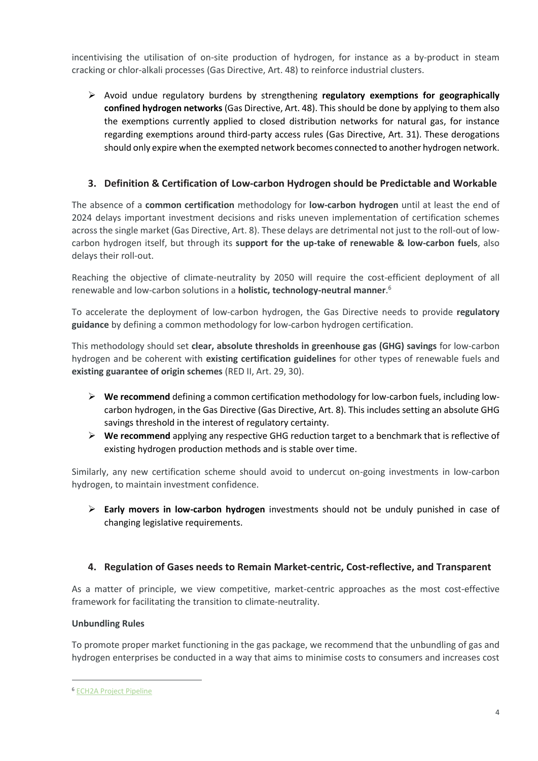incentivising the utilisation of on-site production of hydrogen, for instance as a by-product in steam cracking or chlor-alkali processes (Gas Directive, Art. 48) to reinforce industrial clusters.

- Avoid undue regulatory burdens by strengthening **regulatory exemptions for geographically confined hydrogen networks** (Gas Directive, Art. 48). This should be done by applying to them also the exemptions currently applied to closed distribution networks for natural gas, for instance regarding exemptions around third-party access rules (Gas Directive, Art. 31). These derogations should only expire when the exempted network becomes connected to another hydrogen network.

## 3. Definition & Certification of Low-carbon Hydrogen should be Predictable and Workable

The absence of a **common certification** methodology for **low-carbon hydrogen** until at least the end of 2024 delays important investment decisions and risks uneven implementation of certification schemes across the single market (Gas Directive, Art. 8). These delays are detrimental not just to the roll-out of low-carbon hydrogen itself, but through its **support for the up-take of renewable & low-carbon fuels**, also delays their roll-out.

Reaching the objective of climate-neutrality by 2050 will require the cost-efficient deployment of all renewable and low-carbon solutions in a **holistic, technology-neutral manner**.[6]

To accelerate the deployment of low-carbon hydrogen, the Gas Directive needs to provide **regulatory guidance** by defining a common methodology for low-carbon hydrogen certification.

This methodology should set **clear, absolute thresholds in greenhouse gas (GHG) savings** for low-carbon hydrogen and be coherent with **existing certification guidelines** for other types of renewable fuels and **existing guarantee of origin schemes** (RED II, Art. 29, 30).

- **We recommend** defining a common certification methodology for low-carbon fuels, including low-carbon hydrogen, in the Gas Directive (Gas Directive, Art. 8). This includes setting an absolute GHG savings threshold in the interest of regulatory certainty.
- **We recommend** applying any respective GHG reduction target to a benchmark that is reflective of existing hydrogen production methods and is stable over time.

Similarly, any new certification scheme should avoid to undercut on-going investments in low-carbon hydrogen, to maintain investment confidence.

- **Early movers in low-carbon hydrogen** investments should not be unduly punished in case of changing legislative requirements.

## 4. Regulation of Gases needs to Remain Market-centric, Cost-reflective, and Transparent

As a matter of principle, we view competitive, market-centric approaches as the most cost-effective framework for facilitating the transition to climate-neutrality.

**Unbundling Rules**

To promote proper market functioning in the gas package, we recommend that the unbundling of gas and hydrogen enterprises be conducted in a way that aims to minimise costs to consumers and increases cost

---

[6] ECH2A Project Pipeline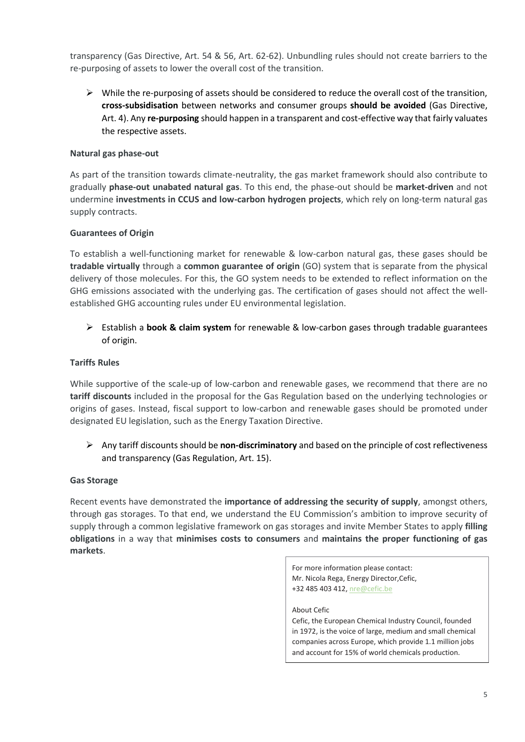transparency (Gas Directive, Art. 54 & 56, Art. 62-62). Unbundling rules should not create barriers to the re-purposing of assets to lower the overall cost of the transition.

- While the re-purposing of assets should be considered to reduce the overall cost of the transition, **cross-subsidisation** between networks and consumer groups **should be avoided** (Gas Directive, Art. 4). Any **re-purposing** should happen in a transparent and cost-effective way that fairly valuates the respective assets.

**Natural gas phase-out**

As part of the transition towards climate-neutrality, the gas market framework should also contribute to gradually **phase-out unabated natural gas**. To this end, the phase-out should be **market-driven** and not undermine **investments in CCUS and low-carbon hydrogen projects**, which rely on long-term natural gas supply contracts.

**Guarantees of Origin**

To establish a well-functioning market for renewable & low-carbon natural gas, these gases should be **tradable virtually** through a **common guarantee of origin** (GO) system that is separate from the physical delivery of those molecules. For this, the GO system needs to be extended to reflect information on the GHG emissions associated with the underlying gas. The certification of gases should not affect the well-established GHG accounting rules under EU environmental legislation.

- Establish a **book & claim system** for renewable & low-carbon gases through tradable guarantees of origin.

**Tariffs Rules**

While supportive of the scale-up of low-carbon and renewable gases, we recommend that there are no **tariff discounts** included in the proposal for the Gas Regulation based on the underlying technologies or origins of gases. Instead, fiscal support to low-carbon and renewable gases should be promoted under designated EU legislation, such as the Energy Taxation Directive.

- Any tariff discounts should be **non-discriminatory** and based on the principle of cost reflectiveness and transparency (Gas Regulation, Art. 15).

**Gas Storage**

Recent events have demonstrated the **importance of addressing the security of supply**, amongst others, through gas storages. To that end, we understand the EU Commission's ambition to improve security of supply through a common legislative framework on gas storages and invite Member States to apply **filling obligations** in a way that **minimises costs to consumers** and **maintains the proper functioning of gas markets**.

For more information please contact:
Mr. Nicola Rega, Energy Director,Cefic,
+32 485 403 412, nre@cefic.be

About Cefic
Cefic, the European Chemical Industry Council, founded in 1972, is the voice of large, medium and small chemical companies across Europe, which provide 1.1 million jobs and account for 15% of world chemicals production.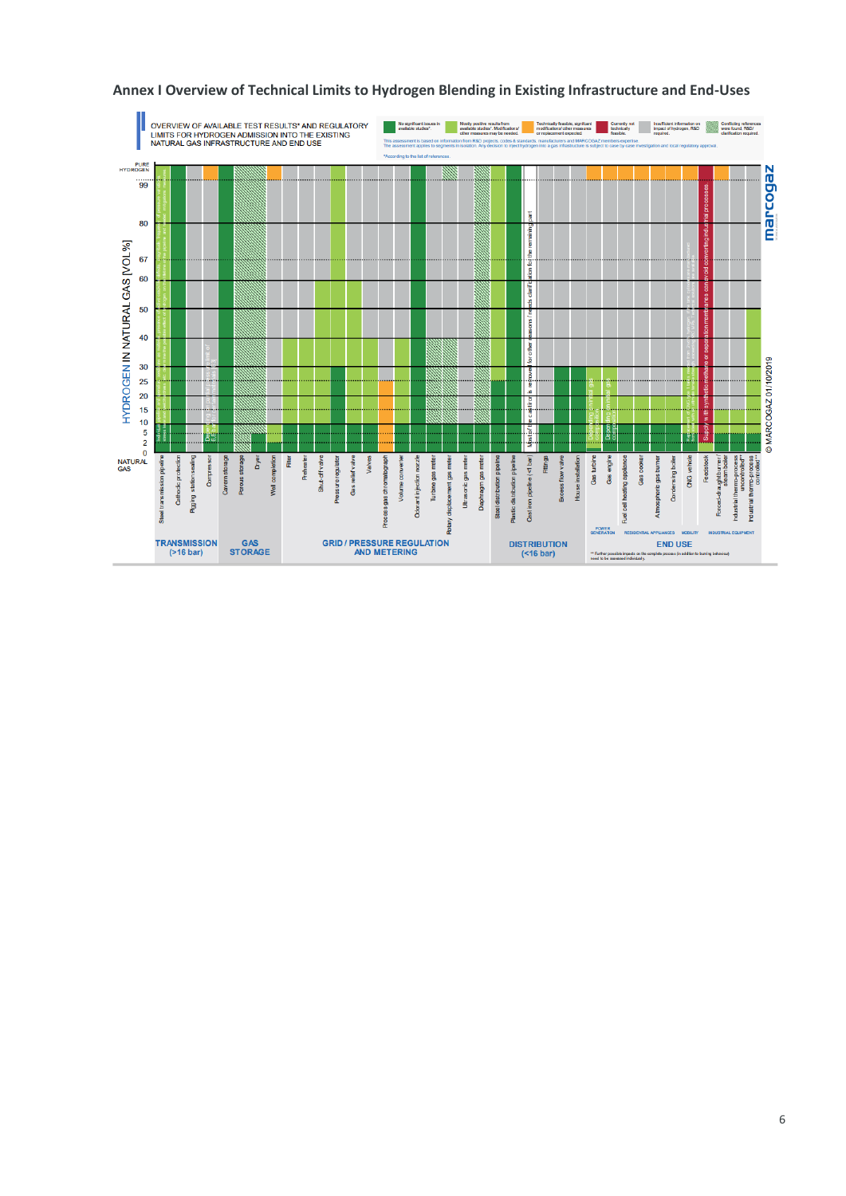## Annex I Overview of Technical Limits to Hydrogen Blending in Existing Infrastructure and End-Uses

OVERVIEW OF AVAILABLE TEST RESULTS* AND REGULATORY LIMITS FOR HYDROGEN ADMISSION INTO THE EXISTING NATURAL GAS INFRASTRUCTURE AND END USE

No significant issues in available studies*

Mostly positive results from available studies*. Modification / other measures may be needed.

Technically feasible, significant modification of other measures or replacement expected.

Currently not technically feasible.

Insufficient information on impact of hydrogen. R&D required.

Conflicting references were found. R&D / clarification required.

This assessment is based on information from R&D projects, codes & standards, manufacturers and MARCOGAZ members expertise.
The assessment applies to segments in isolation. Any decision to inject hydrogen into a gas infrastructure is subject to case by case investigation and local regulatory approval.

*According to the list of references.

HYDROGEN IN NATURAL GAS [VOL%]

PURE HYDROGEN

99
80
67
60
50
40
30
25
20
15
10
5
2
0

NATURAL GAS

TRANSMISSION (>16 bar): Steel transmission pipeline; Cathodic protection; Pigging station sealing; Compressor

GAS STORAGE: Cavern storage; Porous storage; Dryer; Well completion

GRID / PRESSURE REGULATION AND METERING: Filter; Preheater; Shut-off valve; Pressure regulator; Gas relief valve; Valves; Process gas chromatograph; Volume converter; Odorant injection nozzle; Turbine gas meter; Rotary displacement gas meter; Ultrasonic gas meter; Diaphragm gas meter

DISTRIBUTION (<16 bar): Steel distribution pipeline; Plastic distribution pipeline; Cast iron pipeline (<1 bar); Fittings; Excess flow valve; House installation

END USE:
POWER GENERATION: Gas turbine; Gas engine
RESIDENTIAL APPLIANCES: Fuel cell heating appliance; Gas cooker; Atmospheric gas burner; Condensing boiler
MOBILITY: CNG vehicle
INDUSTRIAL EQUIPMENT: Feedstock; Forced-draught burner / steam boiler; Industrial thermo-process uncontrolled**; Industrial thermo-process controlled**

Depending on material of compressor

Depending on current gas composition

Absolute the cast iron is removed for other reasons / needs clarification for the remaining part

Supply with synthetic methane or separation membranes can avoid converting industrial processes.

** Further possible impacts on the complete process (in addition to burning behaviour) need to be assessed individually.

marcogaz

© MARCOGAZ 01/10/2019